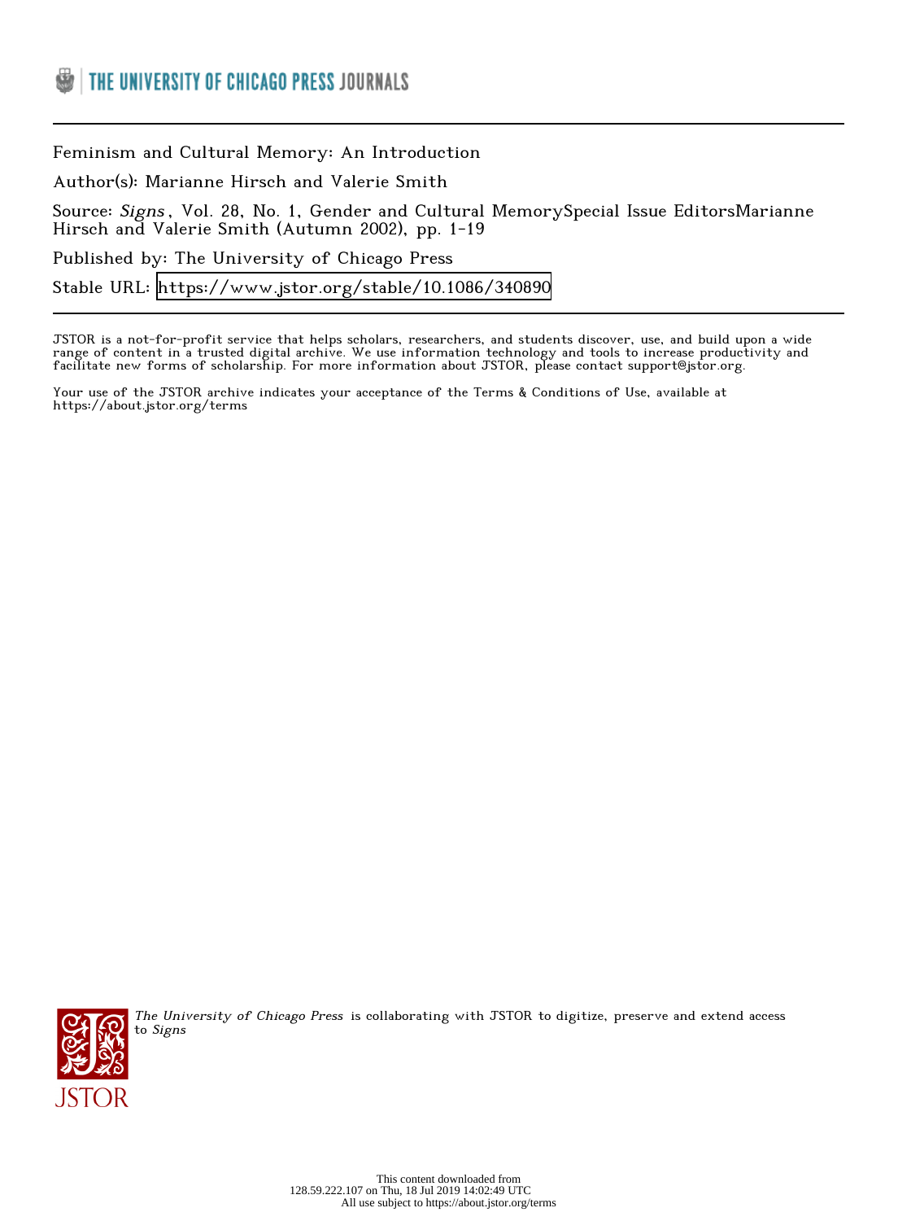Feminism and Cultural Memory: An Introduction

Author(s): Marianne Hirsch and Valerie Smith

Source: *Signs*, Vol. 28, No. 1, Gender and Cultural MemorySpecial Issue EditorsMarianne Hirsch and Valerie Smith (Autumn 2002), pp. 1-19

Published by: The University of Chicago Press

Stable URL: https://www.jstor.org/stable/10.1086/340890

JSTOR is a not-for-profit service that helps scholars, researchers, and students discover, use, and build upon a wide range of content in a trusted digital archive. We use information technology and tools to increase productivity and facilitate new forms of scholarship. For more information about JSTOR, please contact support@jstor.org.

Your use of the JSTOR archive indicates your acceptance of the Terms & Conditions of Use, available at https://about.jstor.org/terms

*The University of Chicago Press* is collaborating with JSTOR to digitize, preserve and extend access to *Signs*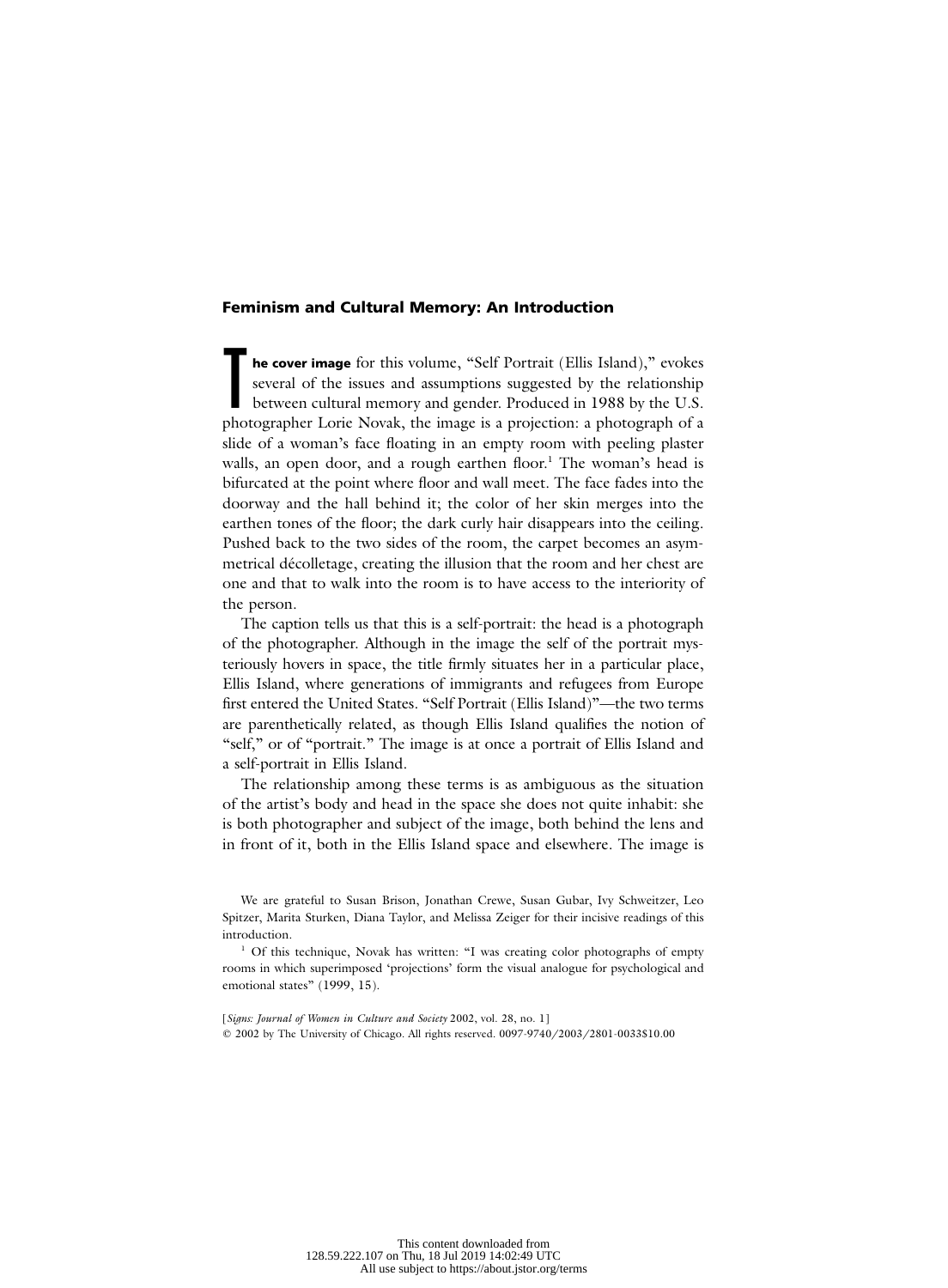## Feminism and Cultural Memory: An Introduction

**The cover image** for this volume, "Self Portrait (Ellis Island)," evokes several of the issues and assumptions suggested by the relationship between cultural memory and gender. Produced in 1988 by the U.S. photographer Lorie Novak, the image is a projection: a photograph of a slide of a woman's face floating in an empty room with peeling plaster walls, an open door, and a rough earthen floor.[1] The woman's head is bifurcated at the point where floor and wall meet. The face fades into the doorway and the hall behind it; the color of her skin merges into the earthen tones of the floor; the dark curly hair disappears into the ceiling. Pushed back to the two sides of the room, the carpet becomes an asymmetrical décolletage, creating the illusion that the room and her chest are one and that to walk into the room is to have access to the interiority of the person.

The caption tells us that this is a self-portrait: the head is a photograph of the photographer. Although in the image the self of the portrait mysteriously hovers in space, the title firmly situates her in a particular place, Ellis Island, where generations of immigrants and refugees from Europe first entered the United States. "Self Portrait (Ellis Island)"—the two terms are parenthetically related, as though Ellis Island qualifies the notion of "self," or of "portrait." The image is at once a portrait of Ellis Island and a self-portrait in Ellis Island.

The relationship among these terms is as ambiguous as the situation of the artist's body and head in the space she does not quite inhabit: she is both photographer and subject of the image, both behind the lens and in front of it, both in the Ellis Island space and elsewhere. The image is

We are grateful to Susan Brison, Jonathan Crewe, Susan Gubar, Ivy Schweitzer, Leo Spitzer, Marita Sturken, Diana Taylor, and Melissa Zeiger for their incisive readings of this introduction.

[1] Of this technique, Novak has written: "I was creating color photographs of empty rooms in which superimposed 'projections' form the visual analogue for psychological and emotional states" (1999, 15).

[*Signs: Journal of Women in Culture and Society* 2002, vol. 28, no. 1]
© 2002 by The University of Chicago. All rights reserved. 0097-9740/2003/2801-0033$10.00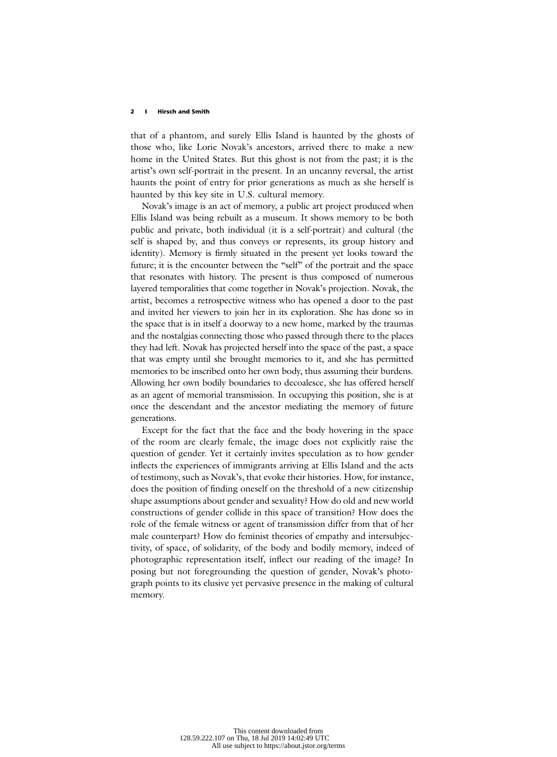that of a phantom, and surely Ellis Island is haunted by the ghosts of those who, like Lorie Novak's ancestors, arrived there to make a new home in the United States. But this ghost is not from the past; it is the artist's own self-portrait in the present. In an uncanny reversal, the artist haunts the point of entry for prior generations as much as she herself is haunted by this key site in U.S. cultural memory.

Novak's image is an act of memory, a public art project produced when Ellis Island was being rebuilt as a museum. It shows memory to be both public and private, both individual (it is a self-portrait) and cultural (the self is shaped by, and thus conveys or represents, its group history and identity). Memory is firmly situated in the present yet looks toward the future; it is the encounter between the "self" of the portrait and the space that resonates with history. The present is thus composed of numerous layered temporalities that come together in Novak's projection. Novak, the artist, becomes a retrospective witness who has opened a door to the past and invited her viewers to join her in its exploration. She has done so in the space that is in itself a doorway to a new home, marked by the traumas and the nostalgias connecting those who passed through there to the places they had left. Novak has projected herself into the space of the past, a space that was empty until she brought memories to it, and she has permitted memories to be inscribed onto her own body, thus assuming their burdens. Allowing her own bodily boundaries to decoalesce, she has offered herself as an agent of memorial transmission. In occupying this position, she is at once the descendant and the ancestor mediating the memory of future generations.

Except for the fact that the face and the body hovering in the space of the room are clearly female, the image does not explicitly raise the question of gender. Yet it certainly invites speculation as to how gender inflects the experiences of immigrants arriving at Ellis Island and the acts of testimony, such as Novak's, that evoke their histories. How, for instance, does the position of finding oneself on the threshold of a new citizenship shape assumptions about gender and sexuality? How do old and new world constructions of gender collide in this space of transition? How does the role of the female witness or agent of transmission differ from that of her male counterpart? How do feminist theories of empathy and intersubjectivity, of space, of solidarity, of the body and bodily memory, indeed of photographic representation itself, inflect our reading of the image? In posing but not foregrounding the question of gender, Novak's photograph points to its elusive yet pervasive presence in the making of cultural memory.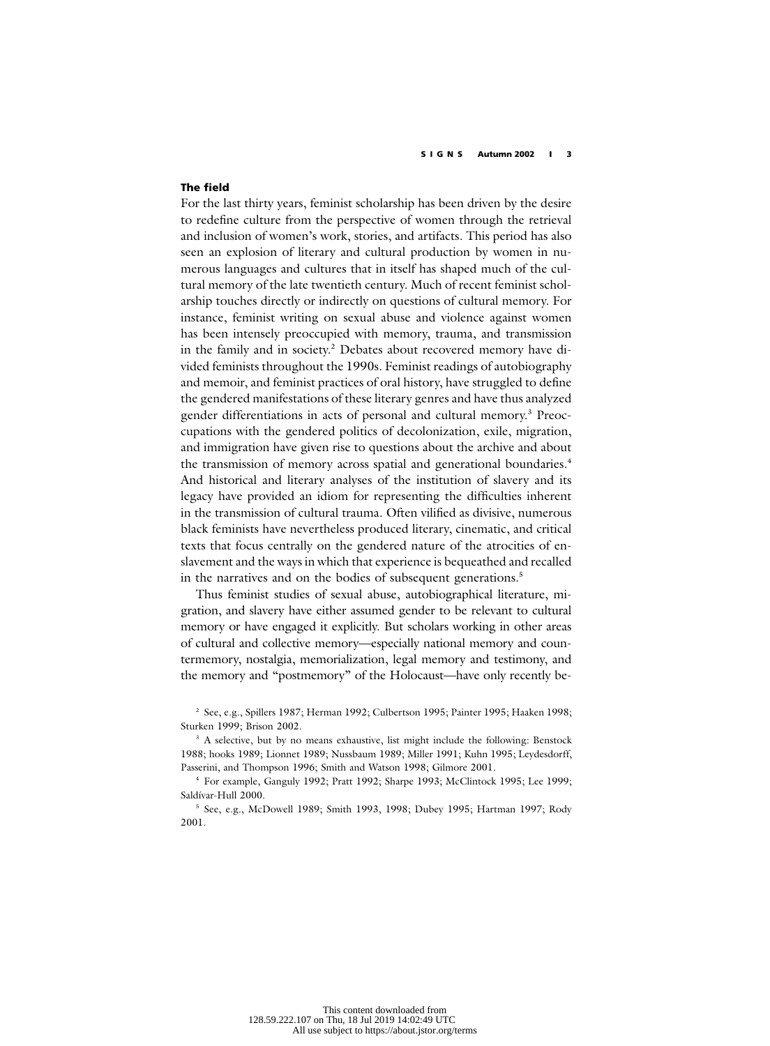## The field

For the last thirty years, feminist scholarship has been driven by the desire to redefine culture from the perspective of women through the retrieval and inclusion of women's work, stories, and artifacts. This period has also seen an explosion of literary and cultural production by women in numerous languages and cultures that in itself has shaped much of the cultural memory of the late twentieth century. Much of recent feminist scholarship touches directly or indirectly on questions of cultural memory. For instance, feminist writing on sexual abuse and violence against women has been intensely preoccupied with memory, trauma, and transmission in the family and in society.[2] Debates about recovered memory have divided feminists throughout the 1990s. Feminist readings of autobiography and memoir, and feminist practices of oral history, have struggled to define the gendered manifestations of these literary genres and have thus analyzed gender differentiations in acts of personal and cultural memory.[3] Preoccupations with the gendered politics of decolonization, exile, migration, and immigration have given rise to questions about the archive and about the transmission of memory across spatial and generational boundaries.[4] And historical and literary analyses of the institution of slavery and its legacy have provided an idiom for representing the difficulties inherent in the transmission of cultural trauma. Often vilified as divisive, numerous black feminists have nevertheless produced literary, cinematic, and critical texts that focus centrally on the gendered nature of the atrocities of enslavement and the ways in which that experience is bequeathed and recalled in the narratives and on the bodies of subsequent generations.[5]

Thus feminist studies of sexual abuse, autobiographical literature, migration, and slavery have either assumed gender to be relevant to cultural memory or have engaged it explicitly. But scholars working in other areas of cultural and collective memory—especially national memory and countermemory, nostalgia, memorialization, legal memory and testimony, and the memory and "postmemory" of the Holocaust—have only recently be-

[2] See, e.g., Spillers 1987; Herman 1992; Culbertson 1995; Painter 1995; Haaken 1998; Sturken 1999; Brison 2002.

[3] A selective, but by no means exhaustive, list might include the following: Benstock 1988; hooks 1989; Lionnet 1989; Nussbaum 1989; Miller 1991; Kuhn 1995; Leydesdorff, Passerini, and Thompson 1996; Smith and Watson 1998; Gilmore 2001.

[4] For example, Ganguly 1992; Pratt 1992; Sharpe 1993; McClintock 1995; Lee 1999; Saldívar-Hull 2000.

[5] See, e.g., McDowell 1989; Smith 1993, 1998; Dubey 1995; Hartman 1997; Rody 2001.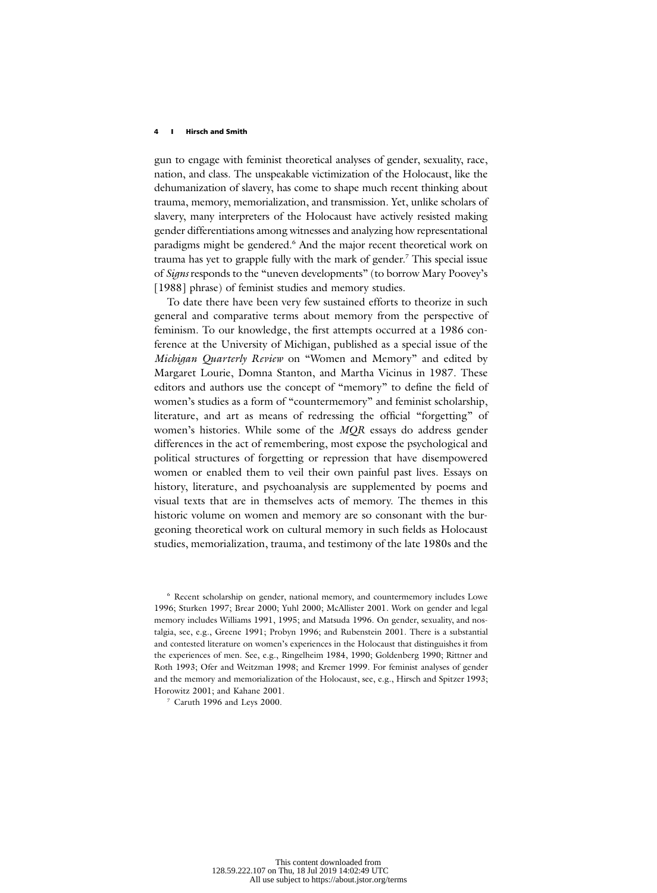gun to engage with feminist theoretical analyses of gender, sexuality, race, nation, and class. The unspeakable victimization of the Holocaust, like the dehumanization of slavery, has come to shape much recent thinking about trauma, memory, memorialization, and transmission. Yet, unlike scholars of slavery, many interpreters of the Holocaust have actively resisted making gender differentiations among witnesses and analyzing how representational paradigms might be gendered.[6] And the major recent theoretical work on trauma has yet to grapple fully with the mark of gender.[7] This special issue of *Signs* responds to the "uneven developments" (to borrow Mary Poovey's [1988] phrase) of feminist studies and memory studies.

To date there have been very few sustained efforts to theorize in such general and comparative terms about memory from the perspective of feminism. To our knowledge, the first attempts occurred at a 1986 conference at the University of Michigan, published as a special issue of the *Michigan Quarterly Review* on "Women and Memory" and edited by Margaret Lourie, Domna Stanton, and Martha Vicinus in 1987. These editors and authors use the concept of "memory" to define the field of women's studies as a form of "countermemory" and feminist scholarship, literature, and art as means of redressing the official "forgetting" of women's histories. While some of the *MQR* essays do address gender differences in the act of remembering, most expose the psychological and political structures of forgetting or repression that have disempowered women or enabled them to veil their own painful past lives. Essays on history, literature, and psychoanalysis are supplemented by poems and visual texts that are in themselves acts of memory. The themes in this historic volume on women and memory are so consonant with the burgeoning theoretical work on cultural memory in such fields as Holocaust studies, memorialization, trauma, and testimony of the late 1980s and the

[6] Recent scholarship on gender, national memory, and countermemory includes Lowe 1996; Sturken 1997; Brear 2000; Yuhl 2000; McAllister 2001. Work on gender and legal memory includes Williams 1991, 1995; and Matsuda 1996. On gender, sexuality, and nostalgia, see, e.g., Greene 1991; Probyn 1996; and Rubenstein 2001. There is a substantial and contested literature on women's experiences in the Holocaust that distinguishes it from the experiences of men. See, e.g., Ringelheim 1984, 1990; Goldenberg 1990; Rittner and Roth 1993; Ofer and Weitzman 1998; and Kremer 1999. For feminist analyses of gender and the memory and memorialization of the Holocaust, see, e.g., Hirsch and Spitzer 1993; Horowitz 2001; and Kahane 2001.

[7] Caruth 1996 and Leys 2000.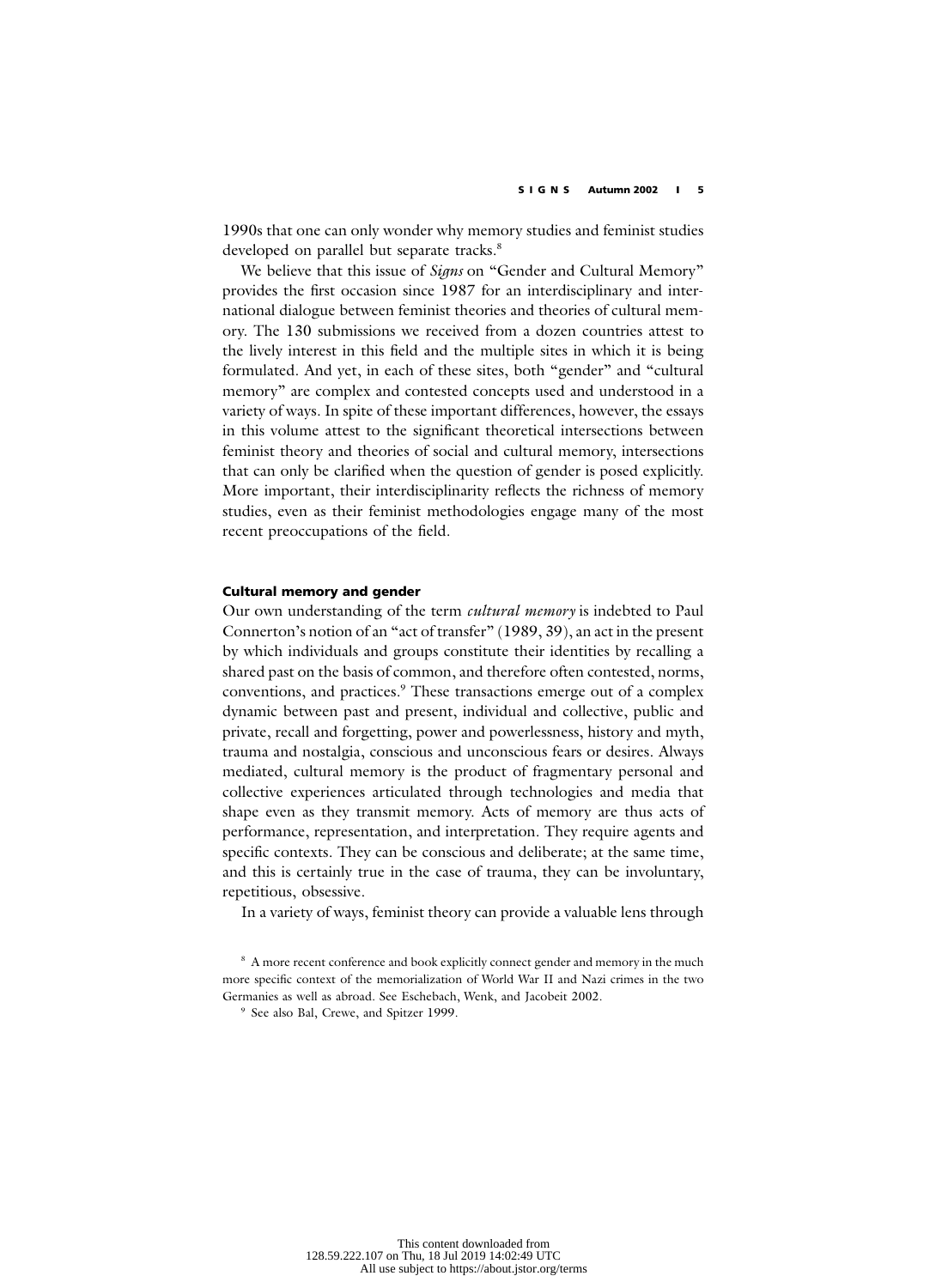1990s that one can only wonder why memory studies and feminist studies developed on parallel but separate tracks.[8]

We believe that this issue of *Signs* on "Gender and Cultural Memory" provides the first occasion since 1987 for an interdisciplinary and international dialogue between feminist theories and theories of cultural memory. The 130 submissions we received from a dozen countries attest to the lively interest in this field and the multiple sites in which it is being formulated. And yet, in each of these sites, both "gender" and "cultural memory" are complex and contested concepts used and understood in a variety of ways. In spite of these important differences, however, the essays in this volume attest to the significant theoretical intersections between feminist theory and theories of social and cultural memory, intersections that can only be clarified when the question of gender is posed explicitly. More important, their interdisciplinarity reflects the richness of memory studies, even as their feminist methodologies engage many of the most recent preoccupations of the field.

## Cultural memory and gender

Our own understanding of the term *cultural memory* is indebted to Paul Connerton's notion of an "act of transfer" (1989, 39), an act in the present by which individuals and groups constitute their identities by recalling a shared past on the basis of common, and therefore often contested, norms, conventions, and practices.[9] These transactions emerge out of a complex dynamic between past and present, individual and collective, public and private, recall and forgetting, power and powerlessness, history and myth, trauma and nostalgia, conscious and unconscious fears or desires. Always mediated, cultural memory is the product of fragmentary personal and collective experiences articulated through technologies and media that shape even as they transmit memory. Acts of memory are thus acts of performance, representation, and interpretation. They require agents and specific contexts. They can be conscious and deliberate; at the same time, and this is certainly true in the case of trauma, they can be involuntary, repetitious, obsessive.

In a variety of ways, feminist theory can provide a valuable lens through

[8] A more recent conference and book explicitly connect gender and memory in the much more specific context of the memorialization of World War II and Nazi crimes in the two Germanies as well as abroad. See Eschebach, Wenk, and Jacobeit 2002.

[9] See also Bal, Crewe, and Spitzer 1999.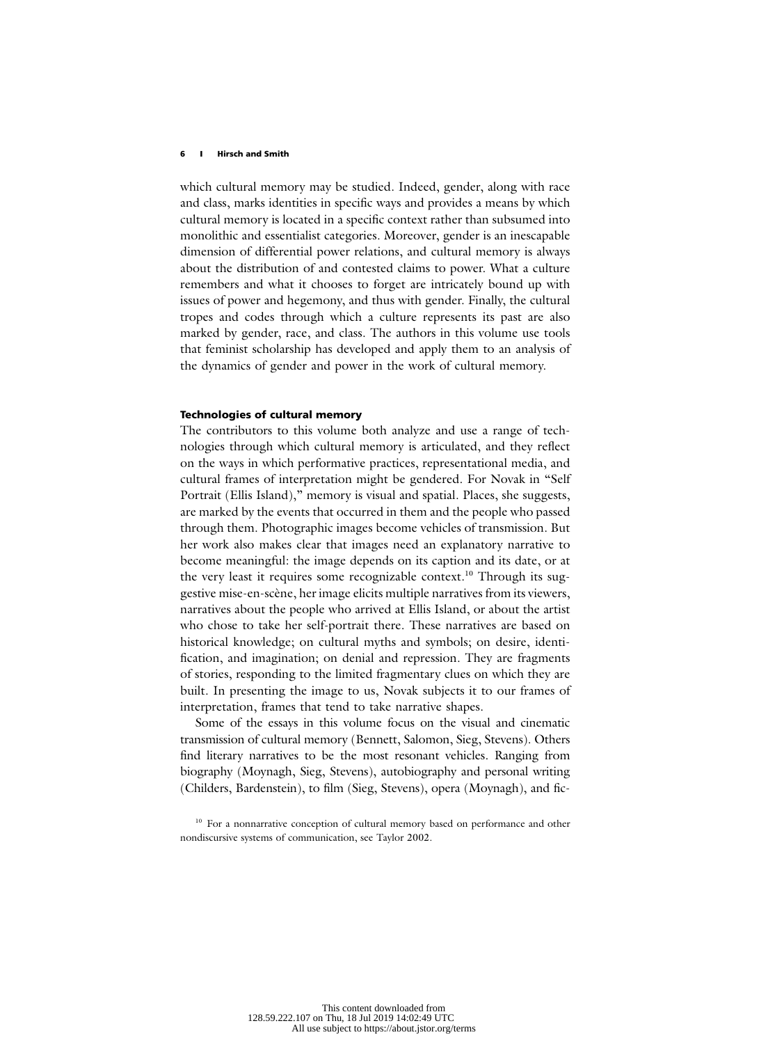which cultural memory may be studied. Indeed, gender, along with race and class, marks identities in specific ways and provides a means by which cultural memory is located in a specific context rather than subsumed into monolithic and essentialist categories. Moreover, gender is an inescapable dimension of differential power relations, and cultural memory is always about the distribution of and contested claims to power. What a culture remembers and what it chooses to forget are intricately bound up with issues of power and hegemony, and thus with gender. Finally, the cultural tropes and codes through which a culture represents its past are also marked by gender, race, and class. The authors in this volume use tools that feminist scholarship has developed and apply them to an analysis of the dynamics of gender and power in the work of cultural memory.

### Technologies of cultural memory

The contributors to this volume both analyze and use a range of technologies through which cultural memory is articulated, and they reflect on the ways in which performative practices, representational media, and cultural frames of interpretation might be gendered. For Novak in "Self Portrait (Ellis Island)," memory is visual and spatial. Places, she suggests, are marked by the events that occurred in them and the people who passed through them. Photographic images become vehicles of transmission. But her work also makes clear that images need an explanatory narrative to become meaningful: the image depends on its caption and its date, or at the very least it requires some recognizable context.[10] Through its suggestive mise-en-scène, her image elicits multiple narratives from its viewers, narratives about the people who arrived at Ellis Island, or about the artist who chose to take her self-portrait there. These narratives are based on historical knowledge; on cultural myths and symbols; on desire, identification, and imagination; on denial and repression. They are fragments of stories, responding to the limited fragmentary clues on which they are built. In presenting the image to us, Novak subjects it to our frames of interpretation, frames that tend to take narrative shapes.

Some of the essays in this volume focus on the visual and cinematic transmission of cultural memory (Bennett, Salomon, Sieg, Stevens). Others find literary narratives to be the most resonant vehicles. Ranging from biography (Moynagh, Sieg, Stevens), autobiography and personal writing (Childers, Bardenstein), to film (Sieg, Stevens), opera (Moynagh), and fic-

[10] For a nonnarrative conception of cultural memory based on performance and other nondiscursive systems of communication, see Taylor 2002.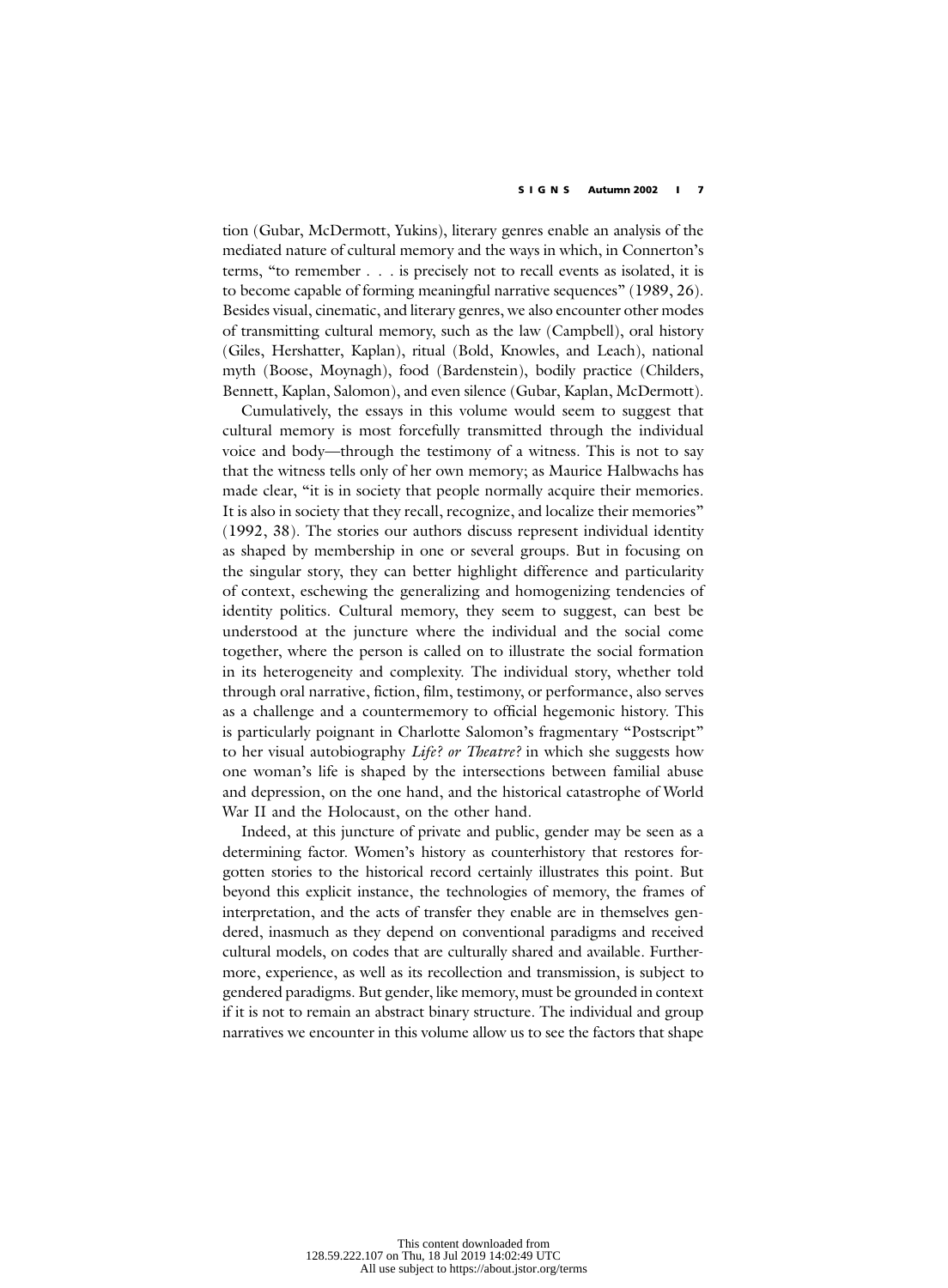tion (Gubar, McDermott, Yukins), literary genres enable an analysis of the mediated nature of cultural memory and the ways in which, in Connerton's terms, "to remember . . . is precisely not to recall events as isolated, it is to become capable of forming meaningful narrative sequences" (1989, 26). Besides visual, cinematic, and literary genres, we also encounter other modes of transmitting cultural memory, such as the law (Campbell), oral history (Giles, Hershatter, Kaplan), ritual (Bold, Knowles, and Leach), national myth (Boose, Moynagh), food (Bardenstein), bodily practice (Childers, Bennett, Kaplan, Salomon), and even silence (Gubar, Kaplan, McDermott).

Cumulatively, the essays in this volume would seem to suggest that cultural memory is most forcefully transmitted through the individual voice and body—through the testimony of a witness. This is not to say that the witness tells only of her own memory; as Maurice Halbwachs has made clear, "it is in society that people normally acquire their memories. It is also in society that they recall, recognize, and localize their memories" (1992, 38). The stories our authors discuss represent individual identity as shaped by membership in one or several groups. But in focusing on the singular story, they can better highlight difference and particularity of context, eschewing the generalizing and homogenizing tendencies of identity politics. Cultural memory, they seem to suggest, can best be understood at the juncture where the individual and the social come together, where the person is called on to illustrate the social formation in its heterogeneity and complexity. The individual story, whether told through oral narrative, fiction, film, testimony, or performance, also serves as a challenge and a countermemory to official hegemonic history. This is particularly poignant in Charlotte Salomon's fragmentary "Postscript" to her visual autobiography *Life? or Theatre?* in which she suggests how one woman's life is shaped by the intersections between familial abuse and depression, on the one hand, and the historical catastrophe of World War II and the Holocaust, on the other hand.

Indeed, at this juncture of private and public, gender may be seen as a determining factor. Women's history as counterhistory that restores forgotten stories to the historical record certainly illustrates this point. But beyond this explicit instance, the technologies of memory, the frames of interpretation, and the acts of transfer they enable are in themselves gendered, inasmuch as they depend on conventional paradigms and received cultural models, on codes that are culturally shared and available. Furthermore, experience, as well as its recollection and transmission, is subject to gendered paradigms. But gender, like memory, must be grounded in context if it is not to remain an abstract binary structure. The individual and group narratives we encounter in this volume allow us to see the factors that shape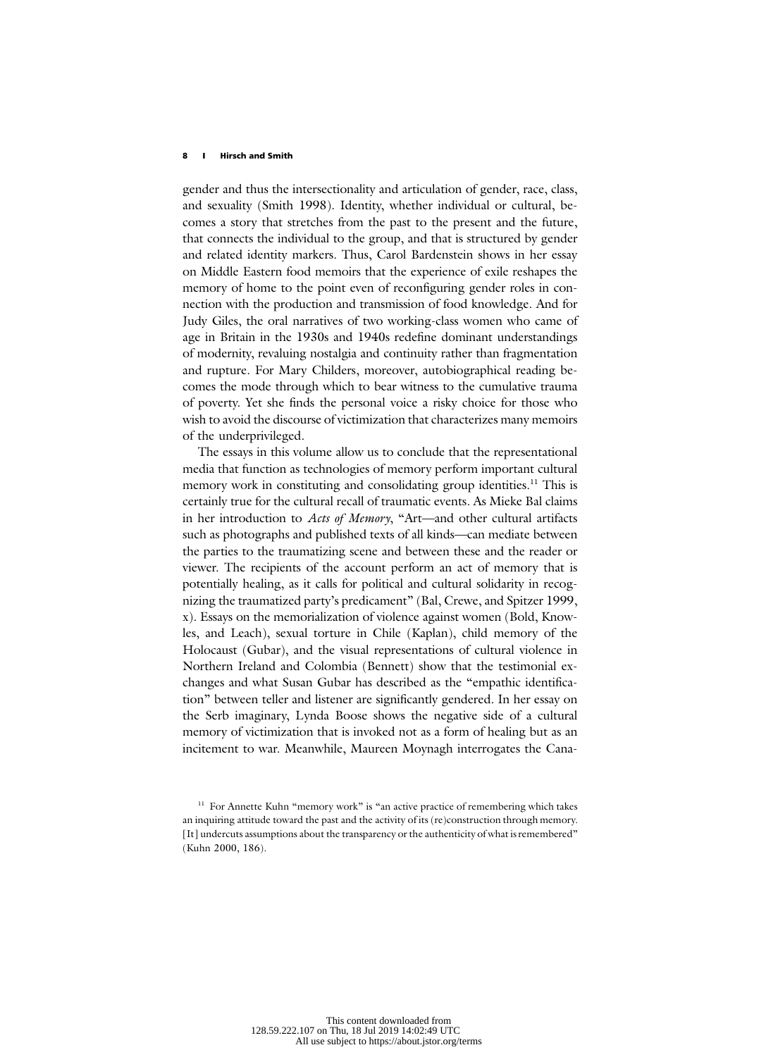gender and thus the intersectionality and articulation of gender, race, class, and sexuality (Smith 1998). Identity, whether individual or cultural, becomes a story that stretches from the past to the present and the future, that connects the individual to the group, and that is structured by gender and related identity markers. Thus, Carol Bardenstein shows in her essay on Middle Eastern food memoirs that the experience of exile reshapes the memory of home to the point even of reconfiguring gender roles in connection with the production and transmission of food knowledge. And for Judy Giles, the oral narratives of two working-class women who came of age in Britain in the 1930s and 1940s redefine dominant understandings of modernity, revaluing nostalgia and continuity rather than fragmentation and rupture. For Mary Childers, moreover, autobiographical reading becomes the mode through which to bear witness to the cumulative trauma of poverty. Yet she finds the personal voice a risky choice for those who wish to avoid the discourse of victimization that characterizes many memoirs of the underprivileged.

The essays in this volume allow us to conclude that the representational media that function as technologies of memory perform important cultural memory work in constituting and consolidating group identities.[11] This is certainly true for the cultural recall of traumatic events. As Mieke Bal claims in her introduction to *Acts of Memory*, "Art—and other cultural artifacts such as photographs and published texts of all kinds—can mediate between the parties to the traumatizing scene and between these and the reader or viewer. The recipients of the account perform an act of memory that is potentially healing, as it calls for political and cultural solidarity in recognizing the traumatized party's predicament" (Bal, Crewe, and Spitzer 1999, x). Essays on the memorialization of violence against women (Bold, Knowles, and Leach), sexual torture in Chile (Kaplan), child memory of the Holocaust (Gubar), and the visual representations of cultural violence in Northern Ireland and Colombia (Bennett) show that the testimonial exchanges and what Susan Gubar has described as the "empathic identification" between teller and listener are significantly gendered. In her essay on the Serb imaginary, Lynda Boose shows the negative side of a cultural memory of victimization that is invoked not as a form of healing but as an incitement to war. Meanwhile, Maureen Moynagh interrogates the Cana-

[11] For Annette Kuhn "memory work" is "an active practice of remembering which takes an inquiring attitude toward the past and the activity of its (re)construction through memory. [It] undercuts assumptions about the transparency or the authenticity of what is remembered" (Kuhn 2000, 186).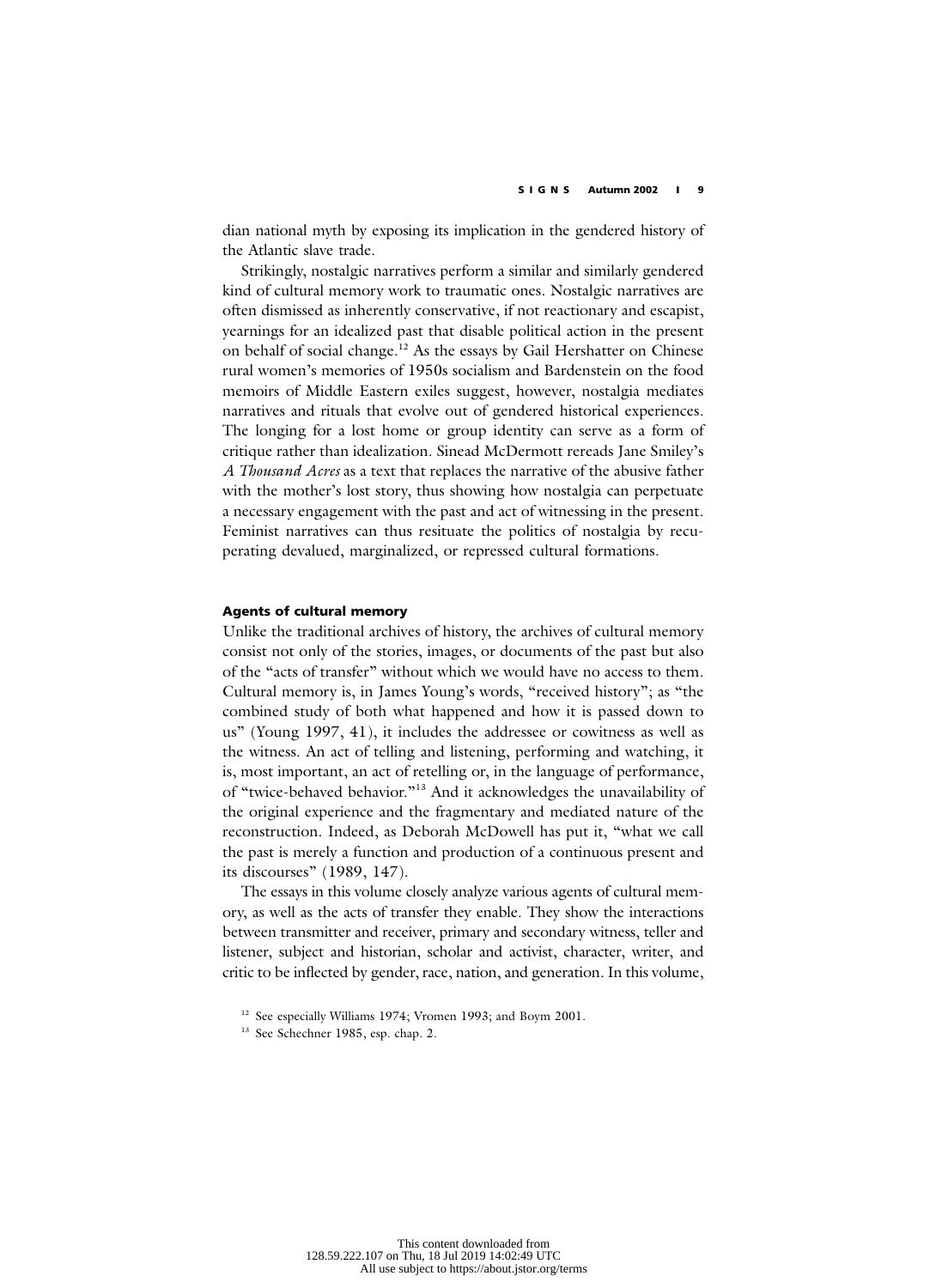dian national myth by exposing its implication in the gendered history of the Atlantic slave trade.

Strikingly, nostalgic narratives perform a similar and similarly gendered kind of cultural memory work to traumatic ones. Nostalgic narratives are often dismissed as inherently conservative, if not reactionary and escapist, yearnings for an idealized past that disable political action in the present on behalf of social change.[12] As the essays by Gail Hershatter on Chinese rural women's memories of 1950s socialism and Bardenstein on the food memoirs of Middle Eastern exiles suggest, however, nostalgia mediates narratives and rituals that evolve out of gendered historical experiences. The longing for a lost home or group identity can serve as a form of critique rather than idealization. Sinead McDermott rereads Jane Smiley's *A Thousand Acres* as a text that replaces the narrative of the abusive father with the mother's lost story, thus showing how nostalgia can perpetuate a necessary engagement with the past and act of witnessing in the present. Feminist narratives can thus resituate the politics of nostalgia by recuperating devalued, marginalized, or repressed cultural formations.

### Agents of cultural memory

Unlike the traditional archives of history, the archives of cultural memory consist not only of the stories, images, or documents of the past but also of the "acts of transfer" without which we would have no access to them. Cultural memory is, in James Young's words, "received history"; as "the combined study of both what happened and how it is passed down to us" (Young 1997, 41), it includes the addressee or cowitness as well as the witness. An act of telling and listening, performing and watching, it is, most important, an act of retelling or, in the language of performance, of "twice-behaved behavior."[13] And it acknowledges the unavailability of the original experience and the fragmentary and mediated nature of the reconstruction. Indeed, as Deborah McDowell has put it, "what we call the past is merely a function and production of a continuous present and its discourses" (1989, 147).

The essays in this volume closely analyze various agents of cultural memory, as well as the acts of transfer they enable. They show the interactions between transmitter and receiver, primary and secondary witness, teller and listener, subject and historian, scholar and activist, character, writer, and critic to be inflected by gender, race, nation, and generation. In this volume,

[12] See especially Williams 1974; Vromen 1993; and Boym 2001.

[13] See Schechner 1985, esp. chap. 2.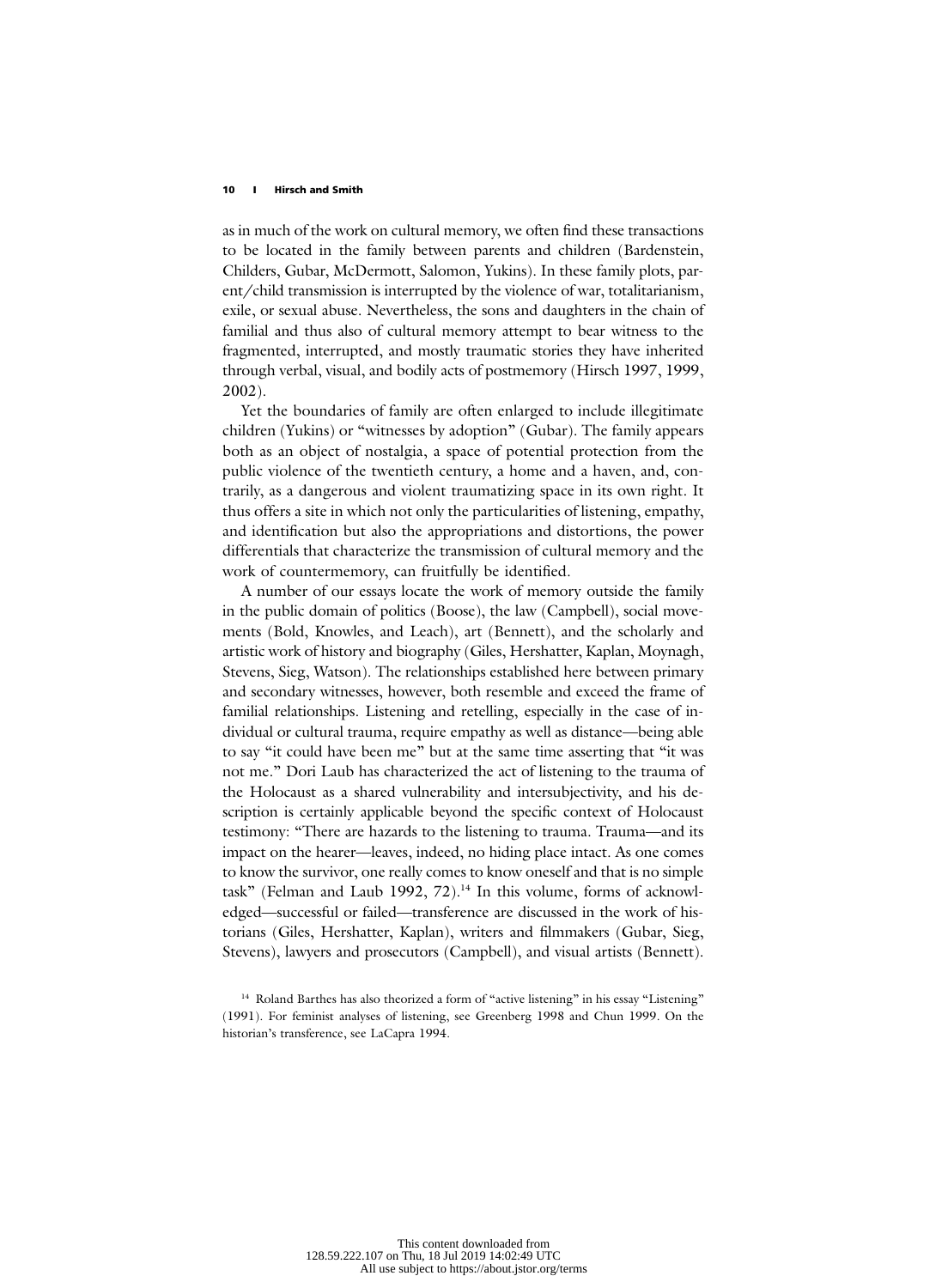as in much of the work on cultural memory, we often find these transactions to be located in the family between parents and children (Bardenstein, Childers, Gubar, McDermott, Salomon, Yukins). In these family plots, parent/child transmission is interrupted by the violence of war, totalitarianism, exile, or sexual abuse. Nevertheless, the sons and daughters in the chain of familial and thus also of cultural memory attempt to bear witness to the fragmented, interrupted, and mostly traumatic stories they have inherited through verbal, visual, and bodily acts of postmemory (Hirsch 1997, 1999, 2002).

Yet the boundaries of family are often enlarged to include illegitimate children (Yukins) or "witnesses by adoption" (Gubar). The family appears both as an object of nostalgia, a space of potential protection from the public violence of the twentieth century, a home and a haven, and, contrarily, as a dangerous and violent traumatizing space in its own right. It thus offers a site in which not only the particularities of listening, empathy, and identification but also the appropriations and distortions, the power differentials that characterize the transmission of cultural memory and the work of countermemory, can fruitfully be identified.

A number of our essays locate the work of memory outside the family in the public domain of politics (Boose), the law (Campbell), social movements (Bold, Knowles, and Leach), art (Bennett), and the scholarly and artistic work of history and biography (Giles, Hershatter, Kaplan, Moynagh, Stevens, Sieg, Watson). The relationships established here between primary and secondary witnesses, however, both resemble and exceed the frame of familial relationships. Listening and retelling, especially in the case of individual or cultural trauma, require empathy as well as distance—being able to say "it could have been me" but at the same time asserting that "it was not me." Dori Laub has characterized the act of listening to the trauma of the Holocaust as a shared vulnerability and intersubjectivity, and his description is certainly applicable beyond the specific context of Holocaust testimony: "There are hazards to the listening to trauma. Trauma—and its impact on the hearer—leaves, indeed, no hiding place intact. As one comes to know the survivor, one really comes to know oneself and that is no simple task" (Felman and Laub 1992, 72).[14] In this volume, forms of acknowledged—successful or failed—transference are discussed in the work of historians (Giles, Hershatter, Kaplan), writers and filmmakers (Gubar, Sieg, Stevens), lawyers and prosecutors (Campbell), and visual artists (Bennett).

[14] Roland Barthes has also theorized a form of "active listening" in his essay "Listening" (1991). For feminist analyses of listening, see Greenberg 1998 and Chun 1999. On the historian's transference, see LaCapra 1994.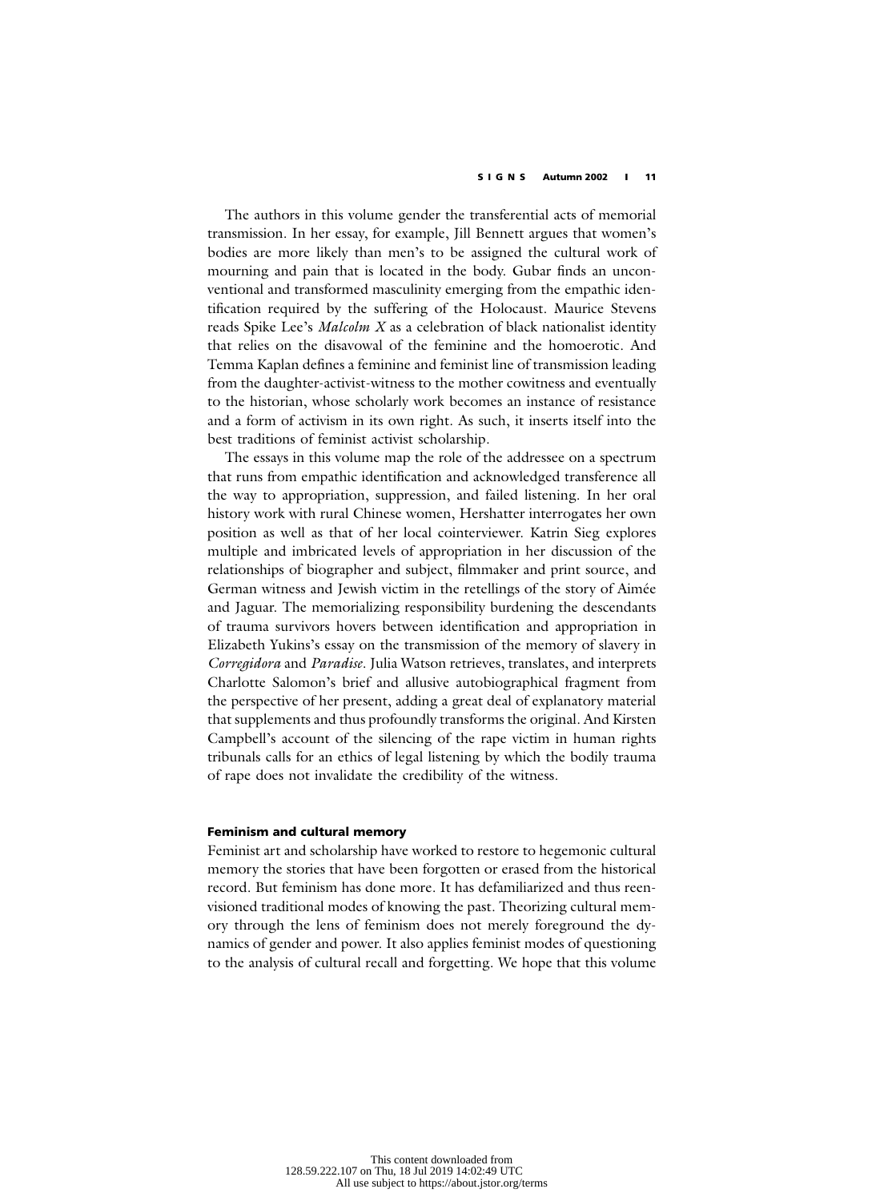The authors in this volume gender the transferential acts of memorial transmission. In her essay, for example, Jill Bennett argues that women's bodies are more likely than men's to be assigned the cultural work of mourning and pain that is located in the body. Gubar finds an unconventional and transformed masculinity emerging from the empathic identification required by the suffering of the Holocaust. Maurice Stevens reads Spike Lee's *Malcolm X* as a celebration of black nationalist identity that relies on the disavowal of the feminine and the homoerotic. And Temma Kaplan defines a feminine and feminist line of transmission leading from the daughter-activist-witness to the mother cowitness and eventually to the historian, whose scholarly work becomes an instance of resistance and a form of activism in its own right. As such, it inserts itself into the best traditions of feminist activist scholarship.

The essays in this volume map the role of the addressee on a spectrum that runs from empathic identification and acknowledged transference all the way to appropriation, suppression, and failed listening. In her oral history work with rural Chinese women, Hershatter interrogates her own position as well as that of her local cointerviewer. Katrin Sieg explores multiple and imbricated levels of appropriation in her discussion of the relationships of biographer and subject, filmmaker and print source, and German witness and Jewish victim in the retellings of the story of Aimée and Jaguar. The memorializing responsibility burdening the descendants of trauma survivors hovers between identification and appropriation in Elizabeth Yukins's essay on the transmission of the memory of slavery in *Corregidora* and *Paradise*. Julia Watson retrieves, translates, and interprets Charlotte Salomon's brief and allusive autobiographical fragment from the perspective of her present, adding a great deal of explanatory material that supplements and thus profoundly transforms the original. And Kirsten Campbell's account of the silencing of the rape victim in human rights tribunals calls for an ethics of legal listening by which the bodily trauma of rape does not invalidate the credibility of the witness.

## Feminism and cultural memory

Feminist art and scholarship have worked to restore to hegemonic cultural memory the stories that have been forgotten or erased from the historical record. But feminism has done more. It has defamiliarized and thus reenvisioned traditional modes of knowing the past. Theorizing cultural memory through the lens of feminism does not merely foreground the dynamics of gender and power. It also applies feminist modes of questioning to the analysis of cultural recall and forgetting. We hope that this volume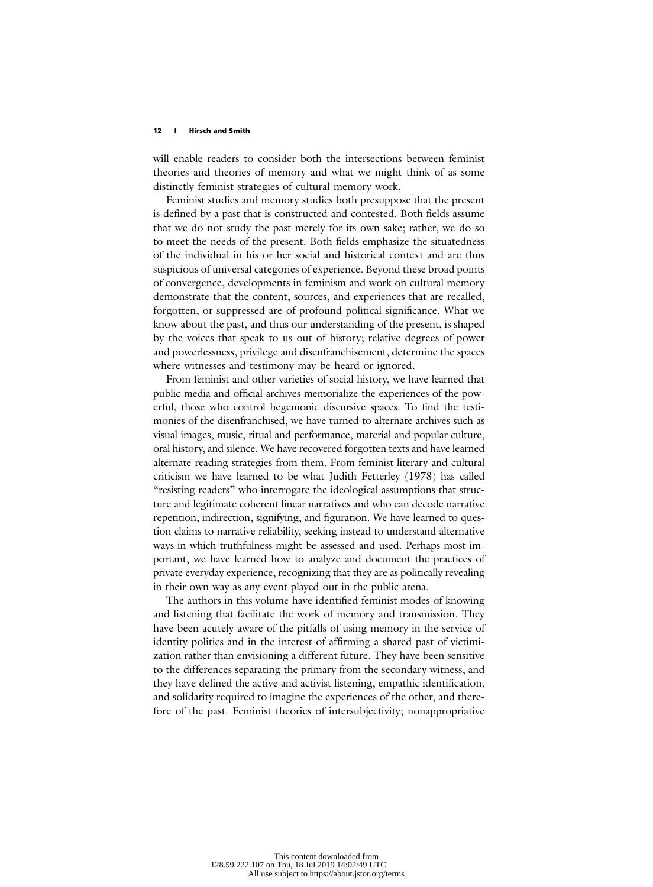will enable readers to consider both the intersections between feminist theories and theories of memory and what we might think of as some distinctly feminist strategies of cultural memory work.

Feminist studies and memory studies both presuppose that the present is defined by a past that is constructed and contested. Both fields assume that we do not study the past merely for its own sake; rather, we do so to meet the needs of the present. Both fields emphasize the situatedness of the individual in his or her social and historical context and are thus suspicious of universal categories of experience. Beyond these broad points of convergence, developments in feminism and work on cultural memory demonstrate that the content, sources, and experiences that are recalled, forgotten, or suppressed are of profound political significance. What we know about the past, and thus our understanding of the present, is shaped by the voices that speak to us out of history; relative degrees of power and powerlessness, privilege and disenfranchisement, determine the spaces where witnesses and testimony may be heard or ignored.

From feminist and other varieties of social history, we have learned that public media and official archives memorialize the experiences of the powerful, those who control hegemonic discursive spaces. To find the testimonies of the disenfranchised, we have turned to alternate archives such as visual images, music, ritual and performance, material and popular culture, oral history, and silence. We have recovered forgotten texts and have learned alternate reading strategies from them. From feminist literary and cultural criticism we have learned to be what Judith Fetterley (1978) has called "resisting readers" who interrogate the ideological assumptions that structure and legitimate coherent linear narratives and who can decode narrative repetition, indirection, signifying, and figuration. We have learned to question claims to narrative reliability, seeking instead to understand alternative ways in which truthfulness might be assessed and used. Perhaps most important, we have learned how to analyze and document the practices of private everyday experience, recognizing that they are as politically revealing in their own way as any event played out in the public arena.

The authors in this volume have identified feminist modes of knowing and listening that facilitate the work of memory and transmission. They have been acutely aware of the pitfalls of using memory in the service of identity politics and in the interest of affirming a shared past of victimization rather than envisioning a different future. They have been sensitive to the differences separating the primary from the secondary witness, and they have defined the active and activist listening, empathic identification, and solidarity required to imagine the experiences of the other, and therefore of the past. Feminist theories of intersubjectivity; nonappropriative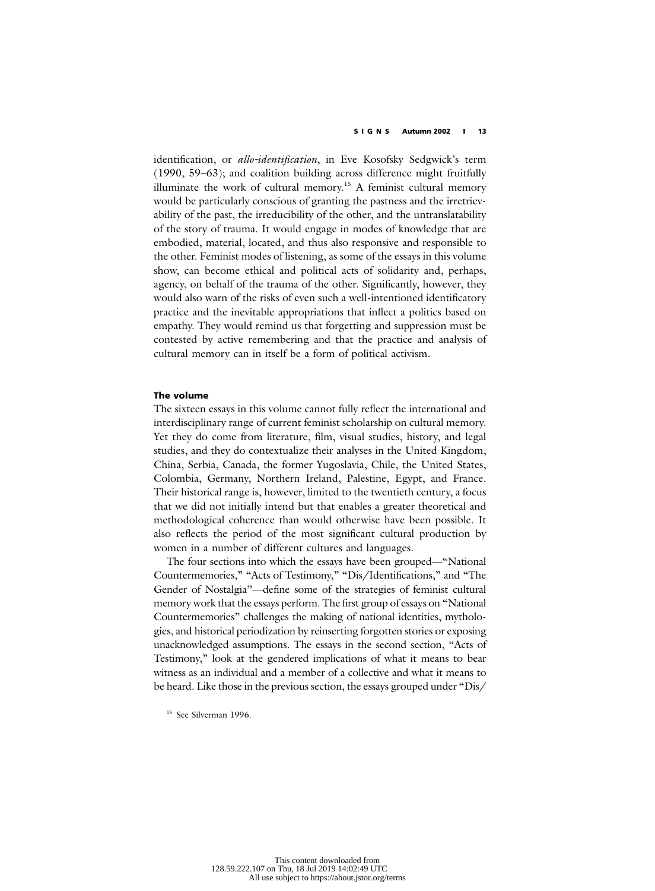identification, or *allo-identification*, in Eve Kosofsky Sedgwick's term (1990, 59–63); and coalition building across difference might fruitfully illuminate the work of cultural memory.[15] A feminist cultural memory would be particularly conscious of granting the pastness and the irretrievability of the past, the irreducibility of the other, and the untranslatability of the story of trauma. It would engage in modes of knowledge that are embodied, material, located, and thus also responsive and responsible to the other. Feminist modes of listening, as some of the essays in this volume show, can become ethical and political acts of solidarity and, perhaps, agency, on behalf of the trauma of the other. Significantly, however, they would also warn of the risks of even such a well-intentioned identificatory practice and the inevitable appropriations that inflect a politics based on empathy. They would remind us that forgetting and suppression must be contested by active remembering and that the practice and analysis of cultural memory can in itself be a form of political activism.

#### The volume

The sixteen essays in this volume cannot fully reflect the international and interdisciplinary range of current feminist scholarship on cultural memory. Yet they do come from literature, film, visual studies, history, and legal studies, and they do contextualize their analyses in the United Kingdom, China, Serbia, Canada, the former Yugoslavia, Chile, the United States, Colombia, Germany, Northern Ireland, Palestine, Egypt, and France. Their historical range is, however, limited to the twentieth century, a focus that we did not initially intend but that enables a greater theoretical and methodological coherence than would otherwise have been possible. It also reflects the period of the most significant cultural production by women in a number of different cultures and languages.

The four sections into which the essays have been grouped—"National Countermemories," "Acts of Testimony," "Dis/Identifications," and "The Gender of Nostalgia"—define some of the strategies of feminist cultural memory work that the essays perform. The first group of essays on "National Countermemories" challenges the making of national identities, mythologies, and historical periodization by reinserting forgotten stories or exposing unacknowledged assumptions. The essays in the second section, "Acts of Testimony," look at the gendered implications of what it means to bear witness as an individual and a member of a collective and what it means to be heard. Like those in the previous section, the essays grouped under "Dis/

[15] See Silverman 1996.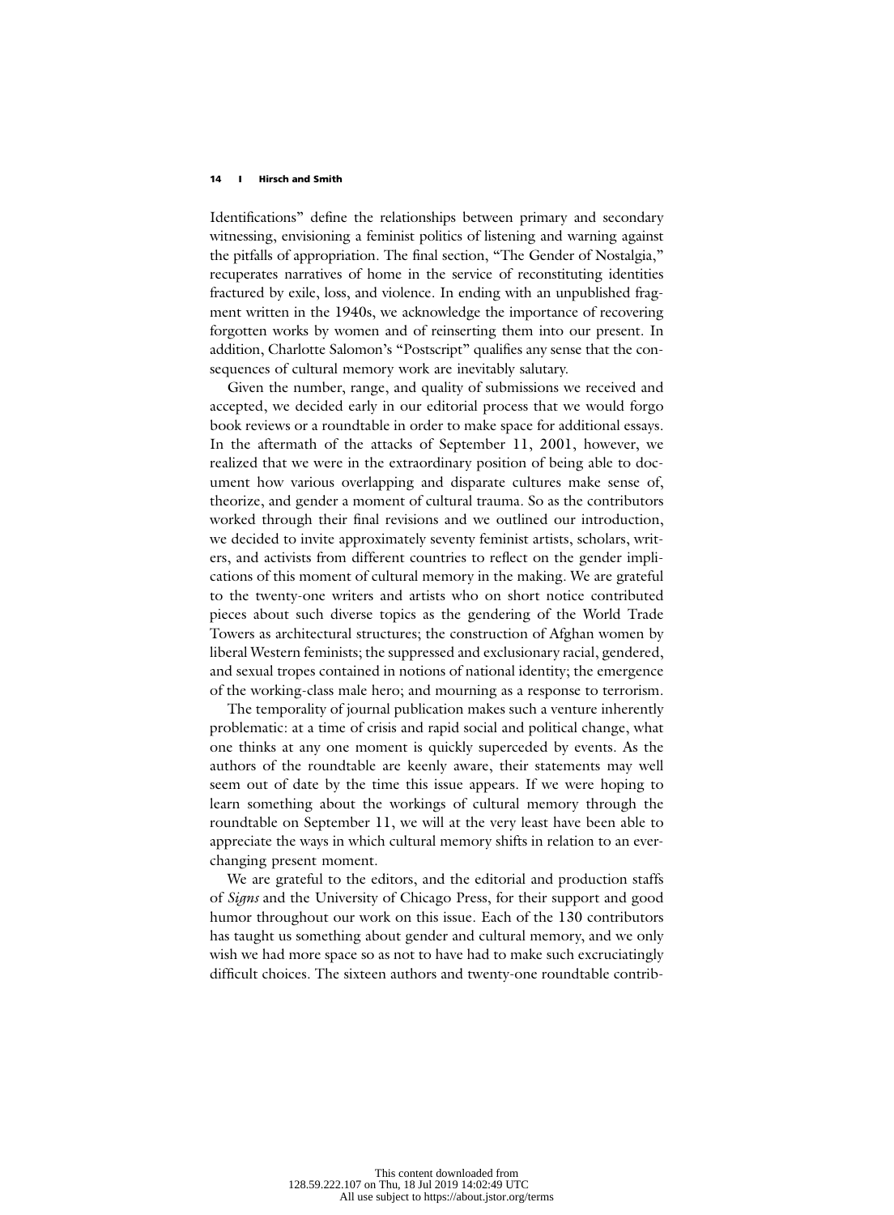Identifications" define the relationships between primary and secondary witnessing, envisioning a feminist politics of listening and warning against the pitfalls of appropriation. The final section, "The Gender of Nostalgia," recuperates narratives of home in the service of reconstituting identities fractured by exile, loss, and violence. In ending with an unpublished fragment written in the 1940s, we acknowledge the importance of recovering forgotten works by women and of reinserting them into our present. In addition, Charlotte Salomon's "Postscript" qualifies any sense that the consequences of cultural memory work are inevitably salutary.

Given the number, range, and quality of submissions we received and accepted, we decided early in our editorial process that we would forgo book reviews or a roundtable in order to make space for additional essays. In the aftermath of the attacks of September 11, 2001, however, we realized that we were in the extraordinary position of being able to document how various overlapping and disparate cultures make sense of, theorize, and gender a moment of cultural trauma. So as the contributors worked through their final revisions and we outlined our introduction, we decided to invite approximately seventy feminist artists, scholars, writers, and activists from different countries to reflect on the gender implications of this moment of cultural memory in the making. We are grateful to the twenty-one writers and artists who on short notice contributed pieces about such diverse topics as the gendering of the World Trade Towers as architectural structures; the construction of Afghan women by liberal Western feminists; the suppressed and exclusionary racial, gendered, and sexual tropes contained in notions of national identity; the emergence of the working-class male hero; and mourning as a response to terrorism.

The temporality of journal publication makes such a venture inherently problematic: at a time of crisis and rapid social and political change, what one thinks at any one moment is quickly superceded by events. As the authors of the roundtable are keenly aware, their statements may well seem out of date by the time this issue appears. If we were hoping to learn something about the workings of cultural memory through the roundtable on September 11, we will at the very least have been able to appreciate the ways in which cultural memory shifts in relation to an ever-changing present moment.

We are grateful to the editors, and the editorial and production staffs of *Signs* and the University of Chicago Press, for their support and good humor throughout our work on this issue. Each of the 130 contributors has taught us something about gender and cultural memory, and we only wish we had more space so as not to have had to make such excruciatingly difficult choices. The sixteen authors and twenty-one roundtable contrib-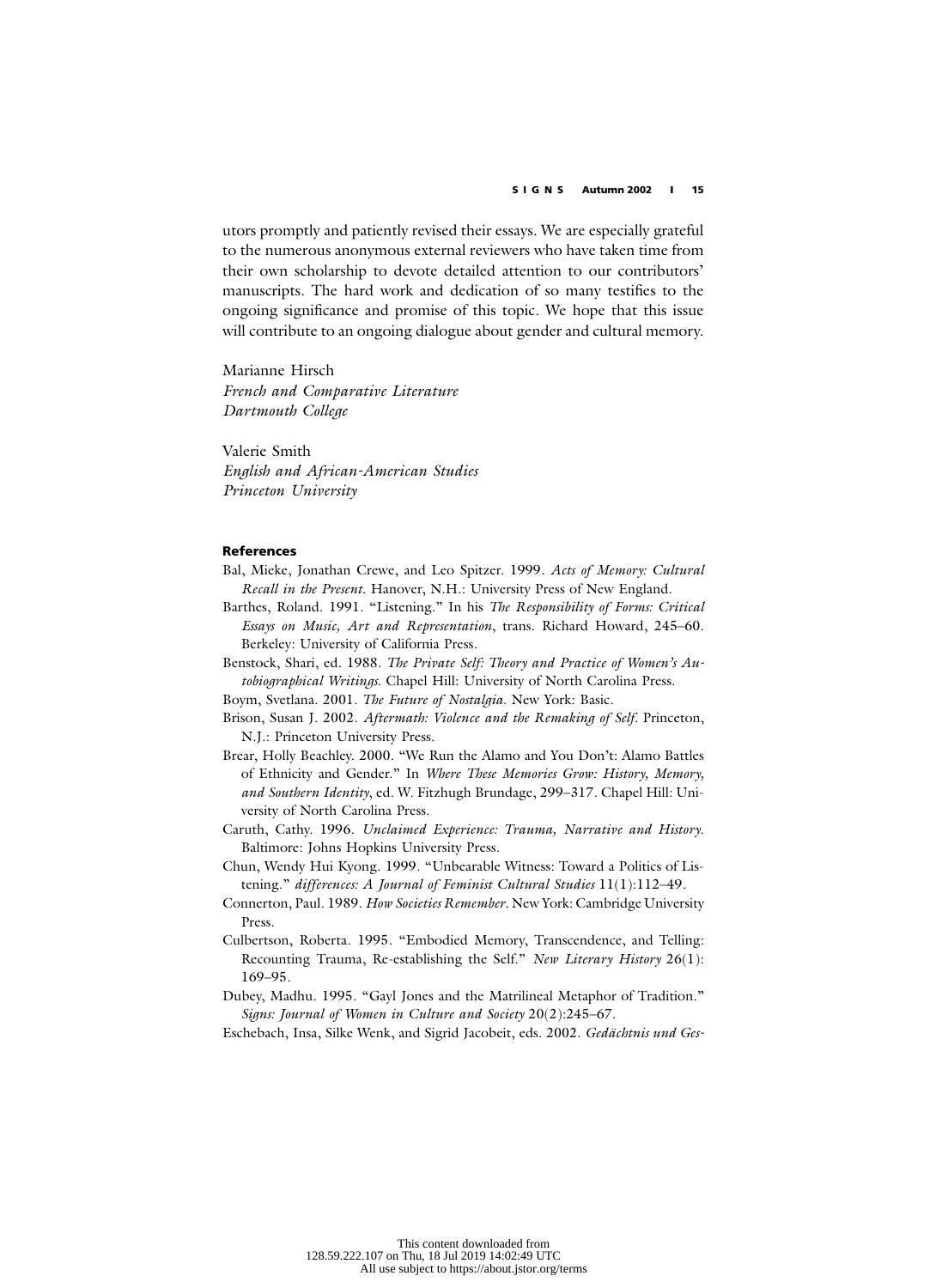utors promptly and patiently revised their essays. We are especially grateful to the numerous anonymous external reviewers who have taken time from their own scholarship to devote detailed attention to our contributors' manuscripts. The hard work and dedication of so many testifies to the ongoing significance and promise of this topic. We hope that this issue will contribute to an ongoing dialogue about gender and cultural memory.

Marianne Hirsch
*French and Comparative Literature*
*Dartmouth College*

Valerie Smith
*English and African-American Studies*
*Princeton University*

## References

Bal, Mieke, Jonathan Crewe, and Leo Spitzer. 1999. *Acts of Memory: Cultural Recall in the Present*. Hanover, N.H.: University Press of New England.

Barthes, Roland. 1991. "Listening." In his *The Responsibility of Forms: Critical Essays on Music, Art and Representation*, trans. Richard Howard, 245–60. Berkeley: University of California Press.

Benstock, Shari, ed. 1988. *The Private Self: Theory and Practice of Women's Autobiographical Writings*. Chapel Hill: University of North Carolina Press.

Boym, Svetlana. 2001. *The Future of Nostalgia*. New York: Basic.

Brison, Susan J. 2002. *Aftermath: Violence and the Remaking of Self*. Princeton, N.J.: Princeton University Press.

Brear, Holly Beachley. 2000. "We Run the Alamo and You Don't: Alamo Battles of Ethnicity and Gender." In *Where These Memories Grow: History, Memory, and Southern Identity*, ed. W. Fitzhugh Brundage, 299–317. Chapel Hill: University of North Carolina Press.

Caruth, Cathy. 1996. *Unclaimed Experience: Trauma, Narrative and History*. Baltimore: Johns Hopkins University Press.

Chun, Wendy Hui Kyong. 1999. "Unbearable Witness: Toward a Politics of Listening." *differences: A Journal of Feminist Cultural Studies* 11(1):112–49.

Connerton, Paul. 1989. *How Societies Remember*. New York: Cambridge University Press.

Culbertson, Roberta. 1995. "Embodied Memory, Transcendence, and Telling: Recounting Trauma, Re-establishing the Self." *New Literary History* 26(1): 169–95.

Dubey, Madhu. 1995. "Gayl Jones and the Matrilineal Metaphor of Tradition." *Signs: Journal of Women in Culture and Society* 20(2):245–67.

Eschebach, Insa, Silke Wenk, and Sigrid Jacobeit, eds. 2002. *Gedächtnis und Ges-*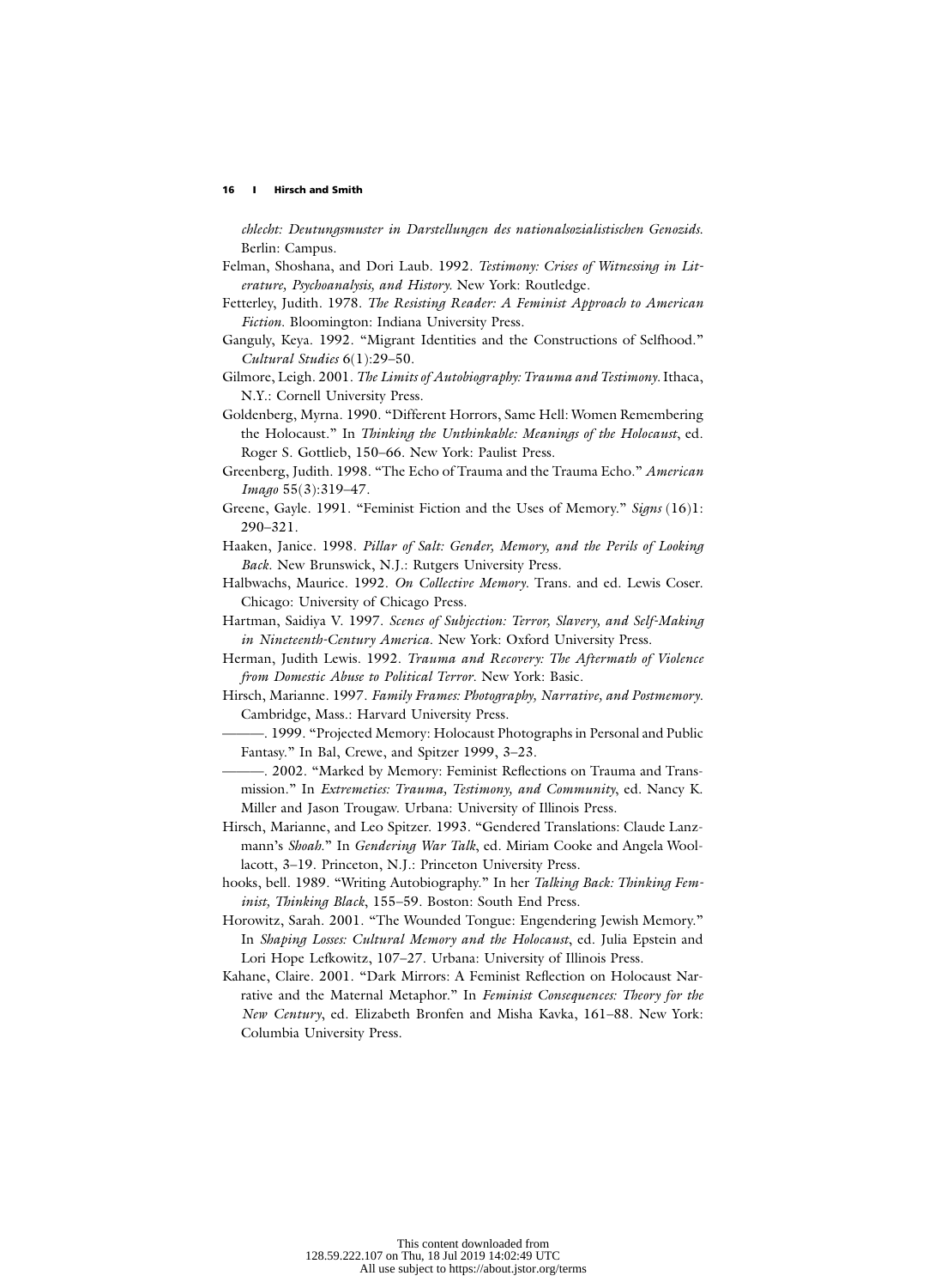*chlecht: Deutungsmuster in Darstellungen des nationalsozialistischen Genozids.* Berlin: Campus.

Felman, Shoshana, and Dori Laub. 1992. *Testimony: Crises of Witnessing in Literature, Psychoanalysis, and History.* New York: Routledge.

Fetterley, Judith. 1978. *The Resisting Reader: A Feminist Approach to American Fiction.* Bloomington: Indiana University Press.

Ganguly, Keya. 1992. "Migrant Identities and the Constructions of Selfhood." *Cultural Studies* 6(1):29–50.

Gilmore, Leigh. 2001. *The Limits of Autobiography: Trauma and Testimony.* Ithaca, N.Y.: Cornell University Press.

Goldenberg, Myrna. 1990. "Different Horrors, Same Hell: Women Remembering the Holocaust." In *Thinking the Unthinkable: Meanings of the Holocaust*, ed. Roger S. Gottlieb, 150–66. New York: Paulist Press.

Greenberg, Judith. 1998. "The Echo of Trauma and the Trauma Echo." *American Imago* 55(3):319–47.

Greene, Gayle. 1991. "Feminist Fiction and the Uses of Memory." *Signs* (16)1: 290–321.

Haaken, Janice. 1998. *Pillar of Salt: Gender, Memory, and the Perils of Looking Back.* New Brunswick, N.J.: Rutgers University Press.

Halbwachs, Maurice. 1992. *On Collective Memory.* Trans. and ed. Lewis Coser. Chicago: University of Chicago Press.

Hartman, Saidiya V. 1997. *Scenes of Subjection: Terror, Slavery, and Self-Making in Nineteenth-Century America.* New York: Oxford University Press.

Herman, Judith Lewis. 1992. *Trauma and Recovery: The Aftermath of Violence from Domestic Abuse to Political Terror.* New York: Basic.

Hirsch, Marianne. 1997. *Family Frames: Photography, Narrative, and Postmemory.* Cambridge, Mass.: Harvard University Press.

———. 1999. "Projected Memory: Holocaust Photographs in Personal and Public Fantasy." In Bal, Crewe, and Spitzer 1999, 3–23.

———. 2002. "Marked by Memory: Feminist Reflections on Trauma and Transmission." In *Extremeties: Trauma, Testimony, and Community*, ed. Nancy K. Miller and Jason Trougaw. Urbana: University of Illinois Press.

Hirsch, Marianne, and Leo Spitzer. 1993. "Gendered Translations: Claude Lanzmann's *Shoah*." In *Gendering War Talk*, ed. Miriam Cooke and Angela Woollacott, 3–19. Princeton, N.J.: Princeton University Press.

hooks, bell. 1989. "Writing Autobiography." In her *Talking Back: Thinking Feminist, Thinking Black*, 155–59. Boston: South End Press.

Horowitz, Sarah. 2001. "The Wounded Tongue: Engendering Jewish Memory." In *Shaping Losses: Cultural Memory and the Holocaust*, ed. Julia Epstein and Lori Hope Lefkowitz, 107–27. Urbana: University of Illinois Press.

Kahane, Claire. 2001. "Dark Mirrors: A Feminist Reflection on Holocaust Narrative and the Maternal Metaphor." In *Feminist Consequences: Theory for the New Century*, ed. Elizabeth Bronfen and Misha Kavka, 161–88. New York: Columbia University Press.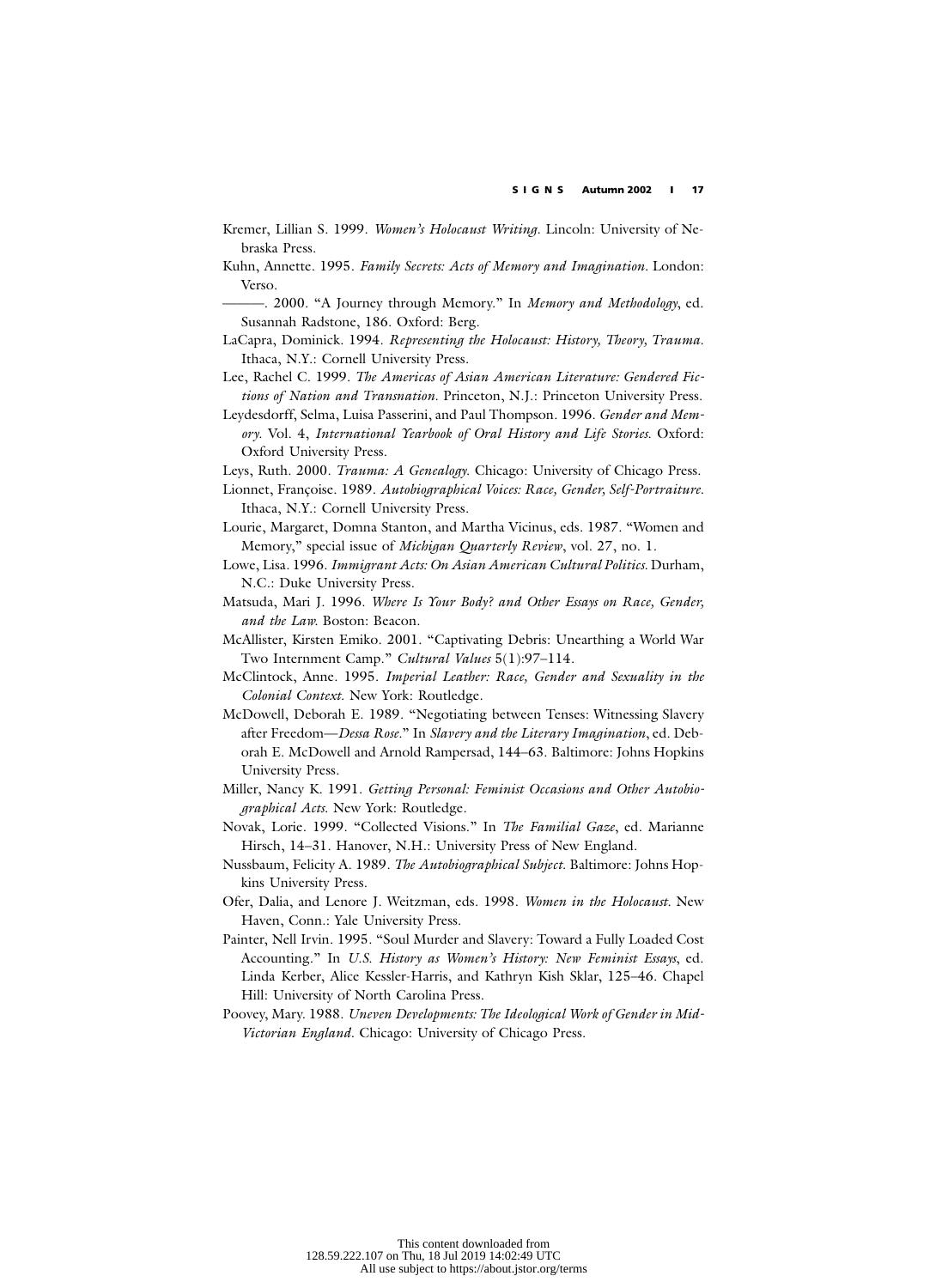Kremer, Lillian S. 1999. *Women's Holocaust Writing*. Lincoln: University of Nebraska Press.

Kuhn, Annette. 1995. *Family Secrets: Acts of Memory and Imagination*. London: Verso.

———. 2000. "A Journey through Memory." In *Memory and Methodology*, ed. Susannah Radstone, 186. Oxford: Berg.

LaCapra, Dominick. 1994. *Representing the Holocaust: History, Theory, Trauma*. Ithaca, N.Y.: Cornell University Press.

Lee, Rachel C. 1999. *The Americas of Asian American Literature: Gendered Fictions of Nation and Transnation*. Princeton, N.J.: Princeton University Press.

Leydesdorff, Selma, Luisa Passerini, and Paul Thompson. 1996. *Gender and Memory*. Vol. 4, *International Yearbook of Oral History and Life Stories*. Oxford: Oxford University Press.

Leys, Ruth. 2000. *Trauma: A Genealogy*. Chicago: University of Chicago Press.

Lionnet, Françoise. 1989. *Autobiographical Voices: Race, Gender, Self-Portraiture*. Ithaca, N.Y.: Cornell University Press.

Lourie, Margaret, Domna Stanton, and Martha Vicinus, eds. 1987. "Women and Memory," special issue of *Michigan Quarterly Review*, vol. 27, no. 1.

Lowe, Lisa. 1996. *Immigrant Acts: On Asian American Cultural Politics*. Durham, N.C.: Duke University Press.

Matsuda, Mari J. 1996. *Where Is Your Body? and Other Essays on Race, Gender, and the Law*. Boston: Beacon.

McAllister, Kirsten Emiko. 2001. "Captivating Debris: Unearthing a World War Two Internment Camp." *Cultural Values* 5(1):97–114.

McClintock, Anne. 1995. *Imperial Leather: Race, Gender and Sexuality in the Colonial Context*. New York: Routledge.

McDowell, Deborah E. 1989. "Negotiating between Tenses: Witnessing Slavery after Freedom—*Dessa Rose*." In *Slavery and the Literary Imagination*, ed. Deborah E. McDowell and Arnold Rampersad, 144–63. Baltimore: Johns Hopkins University Press.

Miller, Nancy K. 1991. *Getting Personal: Feminist Occasions and Other Autobiographical Acts*. New York: Routledge.

Novak, Lorie. 1999. "Collected Visions." In *The Familial Gaze*, ed. Marianne Hirsch, 14–31. Hanover, N.H.: University Press of New England.

Nussbaum, Felicity A. 1989. *The Autobiographical Subject*. Baltimore: Johns Hopkins University Press.

Ofer, Dalia, and Lenore J. Weitzman, eds. 1998. *Women in the Holocaust*. New Haven, Conn.: Yale University Press.

Painter, Nell Irvin. 1995. "Soul Murder and Slavery: Toward a Fully Loaded Cost Accounting." In *U.S. History as Women's History: New Feminist Essays*, ed. Linda Kerber, Alice Kessler-Harris, and Kathryn Kish Sklar, 125–46. Chapel Hill: University of North Carolina Press.

Poovey, Mary. 1988. *Uneven Developments: The Ideological Work of Gender in Mid-Victorian England*. Chicago: University of Chicago Press.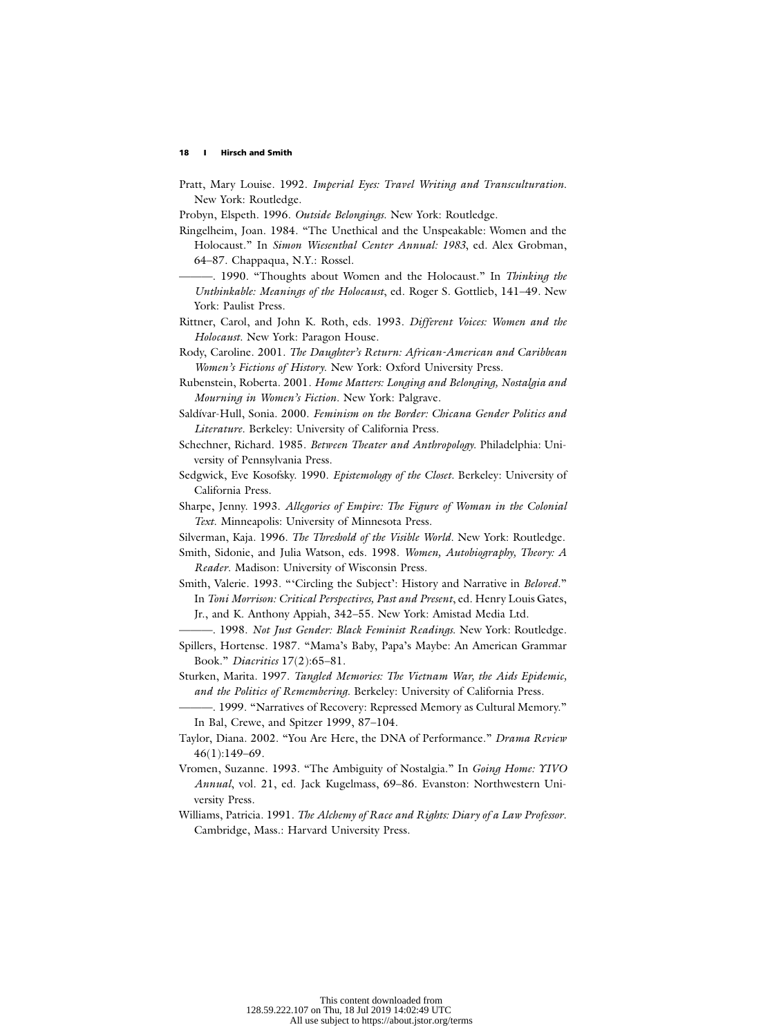Pratt, Mary Louise. 1992. *Imperial Eyes: Travel Writing and Transculturation*. New York: Routledge.

Probyn, Elspeth. 1996. *Outside Belongings*. New York: Routledge.

Ringelheim, Joan. 1984. "The Unethical and the Unspeakable: Women and the Holocaust." In *Simon Wiesenthal Center Annual: 1983*, ed. Alex Grobman, 64–87. Chappaqua, N.Y.: Rossel.

———. 1990. "Thoughts about Women and the Holocaust." In *Thinking the Unthinkable: Meanings of the Holocaust*, ed. Roger S. Gottlieb, 141–49. New York: Paulist Press.

Rittner, Carol, and John K. Roth, eds. 1993. *Different Voices: Women and the Holocaust*. New York: Paragon House.

Rody, Caroline. 2001. *The Daughter's Return: African-American and Caribbean Women's Fictions of History*. New York: Oxford University Press.

Rubenstein, Roberta. 2001. *Home Matters: Longing and Belonging, Nostalgia and Mourning in Women's Fiction*. New York: Palgrave.

Saldívar-Hull, Sonia. 2000. *Feminism on the Border: Chicana Gender Politics and Literature*. Berkeley: University of California Press.

Schechner, Richard. 1985. *Between Theater and Anthropology*. Philadelphia: University of Pennsylvania Press.

Sedgwick, Eve Kosofsky. 1990. *Epistemology of the Closet*. Berkeley: University of California Press.

Sharpe, Jenny. 1993. *Allegories of Empire: The Figure of Woman in the Colonial Text*. Minneapolis: University of Minnesota Press.

Silverman, Kaja. 1996. *The Threshold of the Visible World*. New York: Routledge.

Smith, Sidonie, and Julia Watson, eds. 1998. *Women, Autobiography, Theory: A Reader*. Madison: University of Wisconsin Press.

Smith, Valerie. 1993. "'Circling the Subject': History and Narrative in *Beloved*." In *Toni Morrison: Critical Perspectives, Past and Present*, ed. Henry Louis Gates, Jr., and K. Anthony Appiah, 342–55. New York: Amistad Media Ltd.

———. 1998. *Not Just Gender: Black Feminist Readings*. New York: Routledge.

Spillers, Hortense. 1987. "Mama's Baby, Papa's Maybe: An American Grammar Book." *Diacritics* 17(2):65–81.

Sturken, Marita. 1997. *Tangled Memories: The Vietnam War, the Aids Epidemic, and the Politics of Remembering*. Berkeley: University of California Press.

———. 1999. "Narratives of Recovery: Repressed Memory as Cultural Memory." In Bal, Crewe, and Spitzer 1999, 87–104.

Taylor, Diana. 2002. "You Are Here, the DNA of Performance." *Drama Review* 46(1):149–69.

Vromen, Suzanne. 1993. "The Ambiguity of Nostalgia." In *Going Home: YIVO Annual*, vol. 21, ed. Jack Kugelmass, 69–86. Evanston: Northwestern University Press.

Williams, Patricia. 1991. *The Alchemy of Race and Rights: Diary of a Law Professor*. Cambridge, Mass.: Harvard University Press.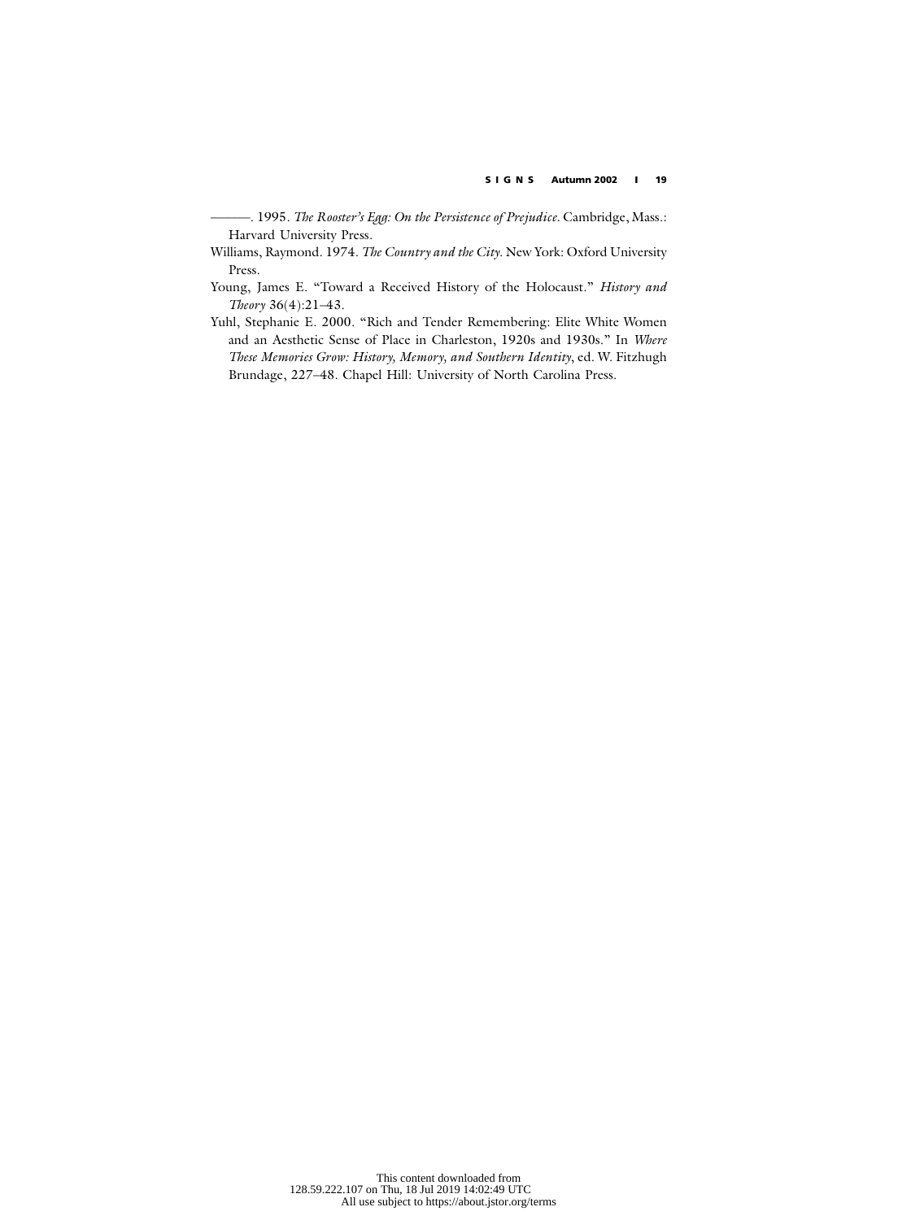———. 1995. *The Rooster's Egg: On the Persistence of Prejudice*. Cambridge, Mass.: Harvard University Press.

Williams, Raymond. 1974. *The Country and the City*. New York: Oxford University Press.

Young, James E. "Toward a Received History of the Holocaust." *History and Theory* 36(4):21–43.

Yuhl, Stephanie E. 2000. "Rich and Tender Remembering: Elite White Women and an Aesthetic Sense of Place in Charleston, 1920s and 1930s." In *Where These Memories Grow: History, Memory, and Southern Identity*, ed. W. Fitzhugh Brundage, 227–48. Chapel Hill: University of North Carolina Press.